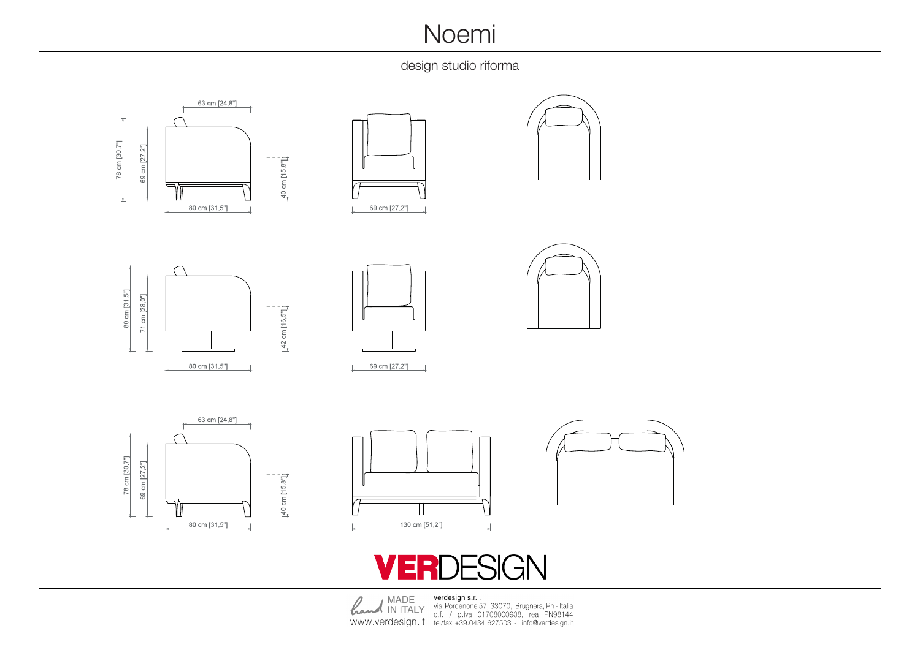# Noemi

design studio riforma

63 cm [24,8"]

78 cm [30,7"]

69 cm [27,2"]

40 cm [15,8"]

80 cm [31,5"]

69 cm [27,2"]

80 cm [31,5"]

71 cm [28,0"]

42 cm [16,5"]

80 cm [31,5"]

69 cm [27,2"]

63 cm [24,8"]

78 cm [30,7"]

69 cm [27,2"]

40 cm [15,8"]

80 cm [31,5"]

130 cm [51,2"]

**VERDESIGN**

MADE IN ITALY

www.verdesign.it

verdesign s.r.l.
via Pordenone 57, 33070, Brugnera, Pn - Italia
c.f. / p.iva 01708000938, rea PN98144
tel/fax +39.0434.627503 - info@verdesign.it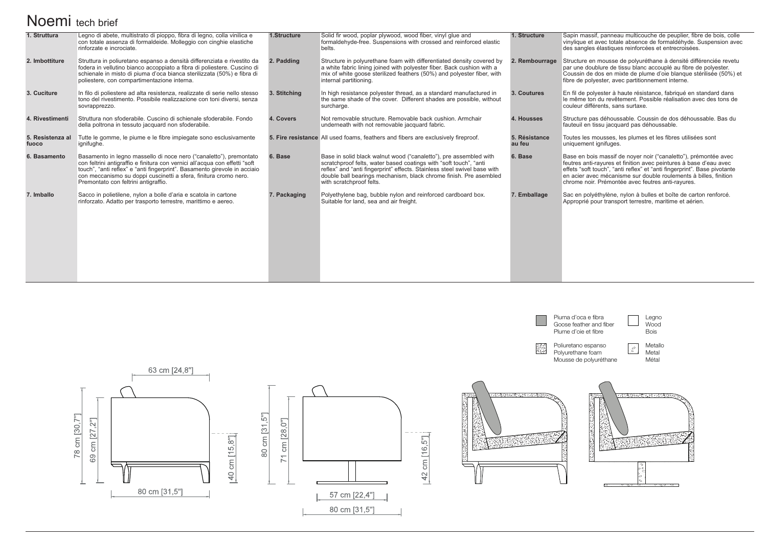# Noemi tech brief

| | | | | | |
|---|---|---|---|---|---|
| 1. Struttura | Legno di abete, multistrato di pioppo, fibra di legno, colla vinilica e con totale assenza di formaldeide. Molleggio con cinghie elastiche rinforzate e incrociate. | 1.Structure | Solid fir wood, poplar plywood, wood fiber, vinyl glue and formaldehyde-free. Suspensions with crossed and reinforced elastic belts. | 1. Structure | Sapin massif, panneau multicouche de peuplier, fibre de bois, colle vinylique et avec totale absence de formaldéhyde. Suspension avec des sangles élastiques reinforcées et entrecroisées. |
| 2. Imbottiture | Struttura in poliuretano espanso a densità differenziata e rivestito da fodera in vellutino bianco accoppiato a fibra di poliestere. Cuscino di schienale in misto di piuma d'oca bianca sterilizzata (50%) e fibra di poliestere, con compartimentazione interna. | 2. Padding | Structure in polyurethane foam with differentiated density covered by a white fabric lining joined with polyester fiber. Back cushion with a mix of white goose sterilized feathers (50%) and polyester fiber, with internal partitioning. | 2. Rembourrage | Structure en mousse de polyuréthane à densité différenciée revetu par une doublure de tissu blanc accouplé au fibre de polyester. Coussin de dos en mixte de plume d'oie blanque stérilisée (50%) et fibre de polyester, avec partitionnement interne. |
| 3. Cuciture | In filo di poliestere ad alta resistenza, realizzate di serie nello stesso tono del rivestimento. Possibile realizzazione con toni diversi, senza sovrapprezzo. | 3. Stitching | In high resistance polyester thread, as a standard manufactured in the same shade of the cover. Different shades are possible, without surcharge. | 3. Coutures | En fil de polyester à haute résistance, fabriqué en standard dans le même ton du revêtement. Possible réalisation avec des tons de couleur différents, sans surtaxe. |
| 4. Rivestimenti | Struttura non sfoderabile. Cuscino di schienale sfoderabile. Fondo della poltrona in tessuto jacquard non sfoderabile. | 4. Covers | Not removable structure. Removable back cushion. Armchair underneath with not removable jacquard fabric. | 4. Housses | Structure pas déhoussable. Coussin de dos déhoussable. Bas du fauteuil en tissu jacquard pas déhoussable. |
| 5. Resistenza al fuoco | Tutte le gomme, le piume e le fibre impiegate sono esclusivamente ignifughe. | 5. Fire resistance | All used foams, feathers and fibers are exclusively fireproof. | 5. Résistance au feu | Toutes les mousses, les plumes et les fibres utilisées sont uniquement ignifuges. |
| 6. Basamento | Basamento in legno massello di noce nero ("canaletto"), premontato con feltrini antigraffio e finitura con vernici all'acqua con effetti "soft touch", "anti reflex" e "anti fingerprint". Basamento girevole in acciaio con meccanismo su doppi cuscinetti a sfera, finitura cromo nero. Premontato con feltrini antigraffio. | 6. Base | Base in solid black walnut wood ("canaletto"), pre assembled with scratchproof felts, water based coatings with "soft touch", "anti reflex" and "anti fingerprint" effects. Stainless steel swivel base with double ball bearings mechanism, black chrome finish. Pre asembled with scratchproof felts. | 6. Base | Base en bois massif de noyer noir ("canaletto"), prémontée avec feutres anti-rayures et finition avec peintures à base d'eau avec effets "soft touch", "anti reflex" et "anti fingerprint". Base pivotante en acier avec mécanisme sur double roulements à billes, finition chrome noir. Prémontée avec feutres anti-rayures. |
| 7. Imballo | Sacco in polietilene, nylon a bolle d'aria e scatola in cartone rinforzato. Adatto per trasporto terrestre, marittimo e aereo. | 7. Packaging | Polyethylene bag, bubble nylon and reinforced cardboard box. Suitable for land, sea and air freight. | 7. Emballage | Sac en polyéthylène, nylon à bulles et boîte de carton renforcé. Approprié pour transport terrestre, maritime et aérien. |

Piuma d'oca e fibra
Goose feather and fiber
Plume d'oie et fibre

Legno
Wood
Bois

Poliuretano espanso
Polyurethane foam
Mousse de polyuréthane

Metallo
Metal
Métal

63 cm [24,8"]
78 cm [30,7"]
69 cm [27,2"]
40 cm [15,8"]
80 cm [31,5"]

80 cm [31,5"]
71 cm [28,0"]
42 cm [16,5"]
57 cm [22,4"]
80 cm [31,5"]